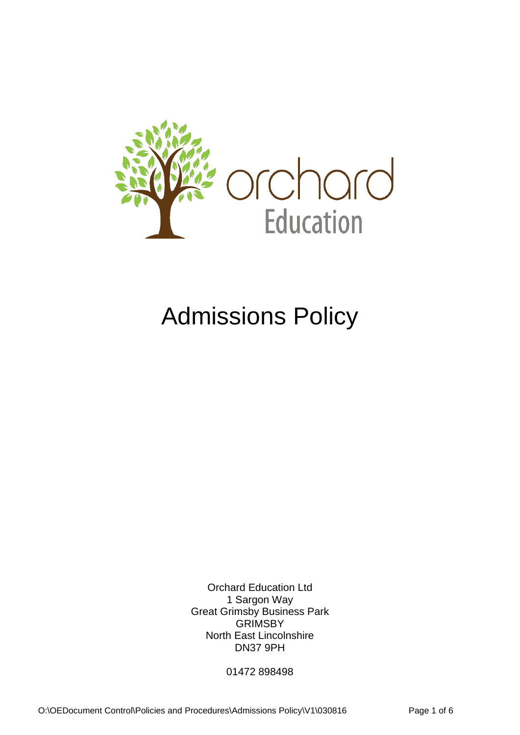orchard Education

# Admissions Policy

Orchard Education Ltd
1 Sargon Way
Great Grimsby Business Park
GRIMSBY
North East Lincolnshire
DN37 9PH

01472 898498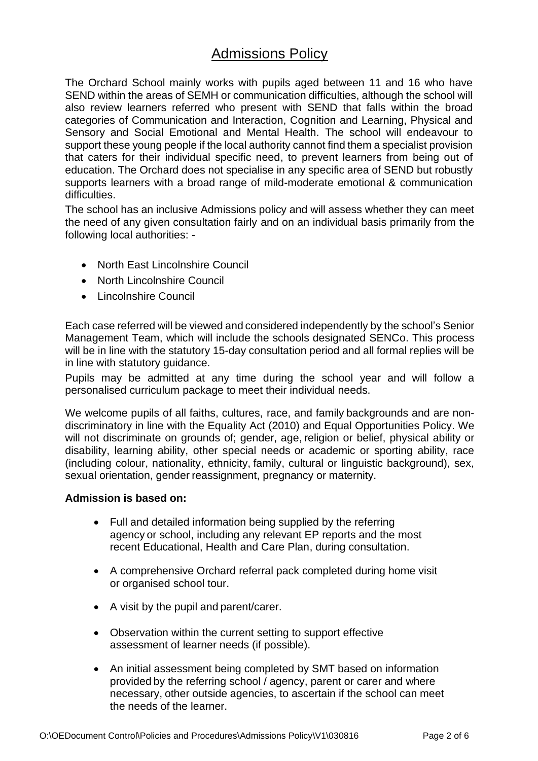# Admissions Policy

The Orchard School mainly works with pupils aged between 11 and 16 who have SEND within the areas of SEMH or communication difficulties, although the school will also review learners referred who present with SEND that falls within the broad categories of Communication and Interaction, Cognition and Learning, Physical and Sensory and Social Emotional and Mental Health. The school will endeavour to support these young people if the local authority cannot find them a specialist provision that caters for their individual specific need, to prevent learners from being out of education. The Orchard does not specialise in any specific area of SEND but robustly supports learners with a broad range of mild-moderate emotional & communication difficulties.

The school has an inclusive Admissions policy and will assess whether they can meet the need of any given consultation fairly and on an individual basis primarily from the following local authorities: -

- North East Lincolnshire Council
- North Lincolnshire Council
- Lincolnshire Council

Each case referred will be viewed and considered independently by the school's Senior Management Team, which will include the schools designated SENCo. This process will be in line with the statutory 15-day consultation period and all formal replies will be in line with statutory guidance.

Pupils may be admitted at any time during the school year and will follow a personalised curriculum package to meet their individual needs.

We welcome pupils of all faiths, cultures, race, and family backgrounds and are non-discriminatory in line with the Equality Act (2010) and Equal Opportunities Policy. We will not discriminate on grounds of; gender, age, religion or belief, physical ability or disability, learning ability, other special needs or academic or sporting ability, race (including colour, nationality, ethnicity, family, cultural or linguistic background), sex, sexual orientation, gender reassignment, pregnancy or maternity.

**Admission is based on:**

- Full and detailed information being supplied by the referring agency or school, including any relevant EP reports and the most recent Educational, Health and Care Plan, during consultation.
- A comprehensive Orchard referral pack completed during home visit or organised school tour.
- A visit by the pupil and parent/carer.
- Observation within the current setting to support effective assessment of learner needs (if possible).
- An initial assessment being completed by SMT based on information provided by the referring school / agency, parent or carer and where necessary, other outside agencies, to ascertain if the school can meet the needs of the learner.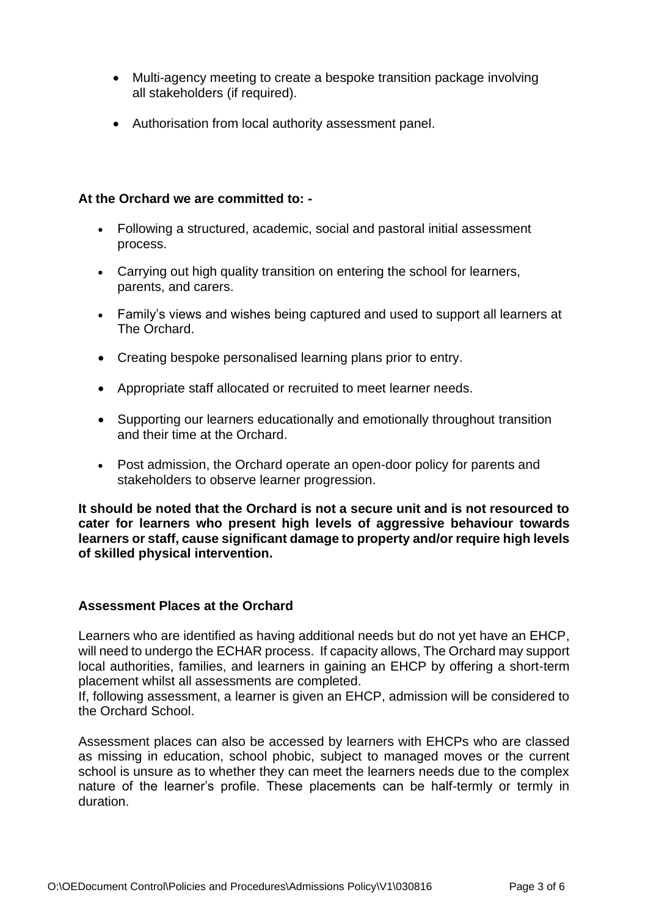- Multi-agency meeting to create a bespoke transition package involving all stakeholders (if required).
- Authorisation from local authority assessment panel.

**At the Orchard we are committed to: -**

- Following a structured, academic, social and pastoral initial assessment process.
- Carrying out high quality transition on entering the school for learners, parents, and carers.
- Family's views and wishes being captured and used to support all learners at The Orchard.
- Creating bespoke personalised learning plans prior to entry.
- Appropriate staff allocated or recruited to meet learner needs.
- Supporting our learners educationally and emotionally throughout transition and their time at the Orchard.
- Post admission, the Orchard operate an open-door policy for parents and stakeholders to observe learner progression.

**It should be noted that the Orchard is not a secure unit and is not resourced to cater for learners who present high levels of aggressive behaviour towards learners or staff, cause significant damage to property and/or require high levels of skilled physical intervention.**

**Assessment Places at the Orchard**

Learners who are identified as having additional needs but do not yet have an EHCP, will need to undergo the ECHAR process. If capacity allows, The Orchard may support local authorities, families, and learners in gaining an EHCP by offering a short-term placement whilst all assessments are completed.
If, following assessment, a learner is given an EHCP, admission will be considered to the Orchard School.

Assessment places can also be accessed by learners with EHCPs who are classed as missing in education, school phobic, subject to managed moves or the current school is unsure as to whether they can meet the learners needs due to the complex nature of the learner's profile. These placements can be half-termly or termly in duration.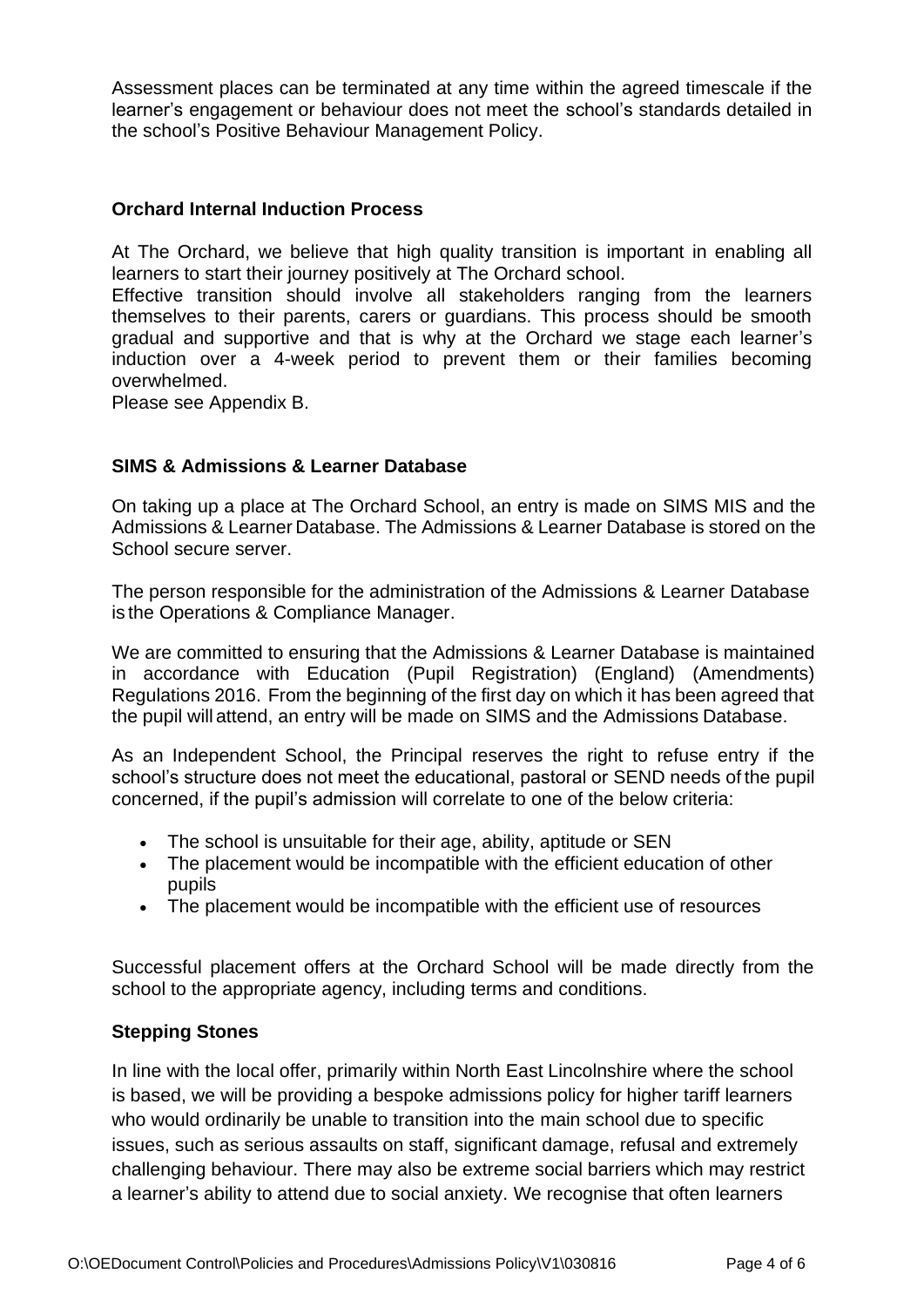Assessment places can be terminated at any time within the agreed timescale if the learner's engagement or behaviour does not meet the school's standards detailed in the school's Positive Behaviour Management Policy.

### Orchard Internal Induction Process

At The Orchard, we believe that high quality transition is important in enabling all learners to start their journey positively at The Orchard school.
Effective transition should involve all stakeholders ranging from the learners themselves to their parents, carers or guardians. This process should be smooth gradual and supportive and that is why at the Orchard we stage each learner's induction over a 4-week period to prevent them or their families becoming overwhelmed.
Please see Appendix B.

### SIMS & Admissions & Learner Database

On taking up a place at The Orchard School, an entry is made on SIMS MIS and the Admissions & Learner Database. The Admissions & Learner Database is stored on the School secure server.

The person responsible for the administration of the Admissions & Learner Database is the Operations & Compliance Manager.

We are committed to ensuring that the Admissions & Learner Database is maintained in accordance with Education (Pupil Registration) (England) (Amendments) Regulations 2016. From the beginning of the first day on which it has been agreed that the pupil will attend, an entry will be made on SIMS and the Admissions Database.

As an Independent School, the Principal reserves the right to refuse entry if the school's structure does not meet the educational, pastoral or SEND needs of the pupil concerned, if the pupil's admission will correlate to one of the below criteria:

- The school is unsuitable for their age, ability, aptitude or SEN
- The placement would be incompatible with the efficient education of other pupils
- The placement would be incompatible with the efficient use of resources

Successful placement offers at the Orchard School will be made directly from the school to the appropriate agency, including terms and conditions.

### Stepping Stones

In line with the local offer, primarily within North East Lincolnshire where the school is based, we will be providing a bespoke admissions policy for higher tariff learners who would ordinarily be unable to transition into the main school due to specific issues, such as serious assaults on staff, significant damage, refusal and extremely challenging behaviour. There may also be extreme social barriers which may restrict a learner's ability to attend due to social anxiety. We recognise that often learners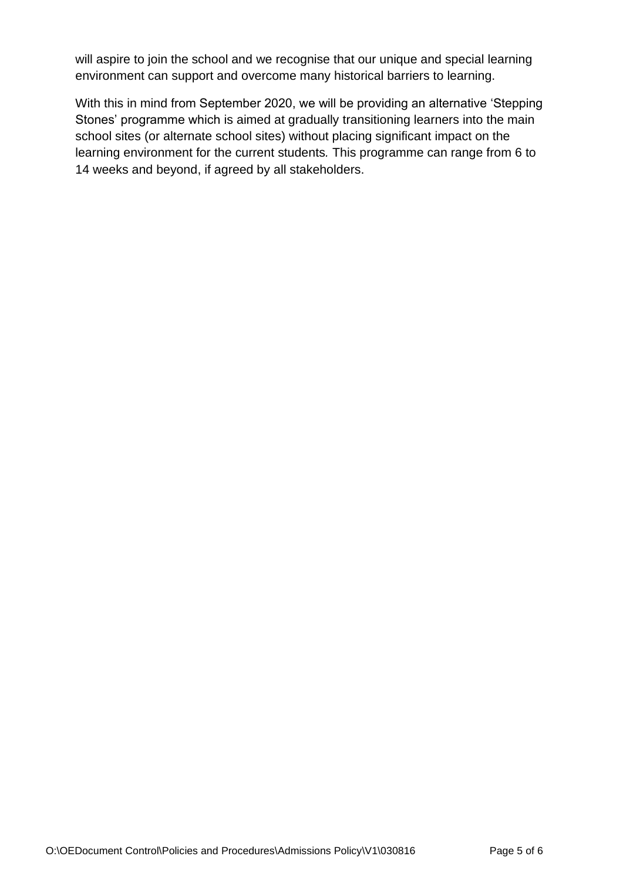will aspire to join the school and we recognise that our unique and special learning environment can support and overcome many historical barriers to learning.

With this in mind from September 2020, we will be providing an alternative 'Stepping Stones' programme which is aimed at gradually transitioning learners into the main school sites (or alternate school sites) without placing significant impact on the learning environment for the current students. This programme can range from 6 to 14 weeks and beyond, if agreed by all stakeholders.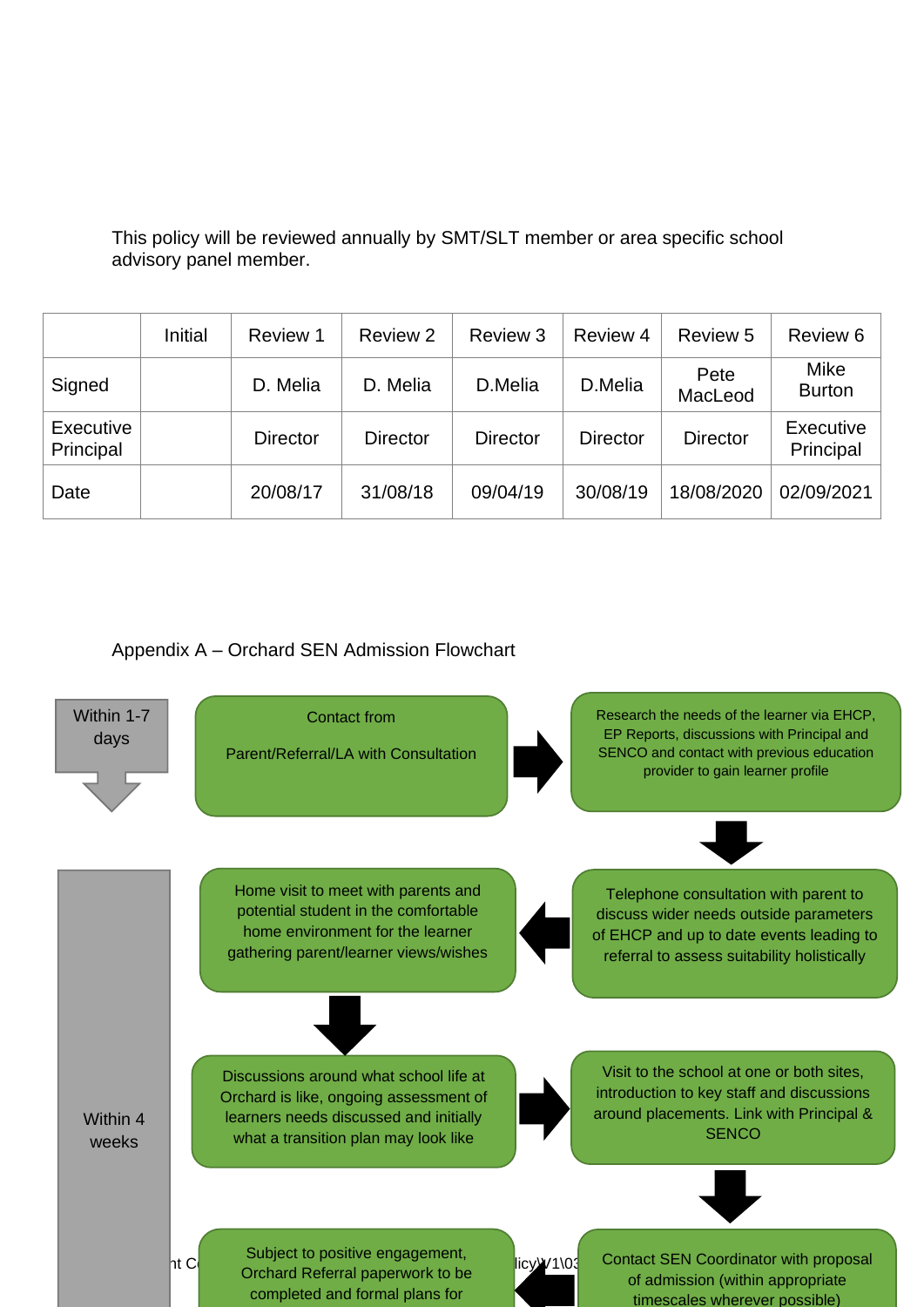This policy will be reviewed annually by SMT/SLT member or area specific school advisory panel member.

| | Initial | Review 1 | Review 2 | Review 3 | Review 4 | Review 5 | Review 6 |
|---|---|---|---|---|---|---|---|
| Signed | | D. Melia | D. Melia | D.Melia | D.Melia | Pete MacLeod | Mike Burton |
| Executive Principal | | Director | Director | Director | Director | Director | Executive Principal |
| Date | | 20/08/17 | 31/08/18 | 09/04/19 | 30/08/19 | 18/08/2020 | 02/09/2021 |

Appendix A – Orchard SEN Admission Flowchart

Within 1-7 days

Contact from

Parent/Referral/LA with Consultation

Research the needs of the learner via EHCP, EP Reports, discussions with Principal and SENCO and contact with previous education provider to gain learner profile

Within 4 weeks

Telephone consultation with parent to discuss wider needs outside parameters of EHCP and up to date events leading to referral to assess suitability holistically

Home visit to meet with parents and potential student in the comfortable home environment for the learner gathering parent/learner views/wishes

Discussions around what school life at Orchard is like, ongoing assessment of learners needs discussed and initially what a transition plan may look like

Visit to the school at one or both sites, introduction to key staff and discussions around placements. Link with Principal & SENCO

Contact SEN Coordinator with proposal of admission (within appropriate timescales wherever possible)

Subject to positive engagement, Orchard Referral paperwork to be completed and formal plans for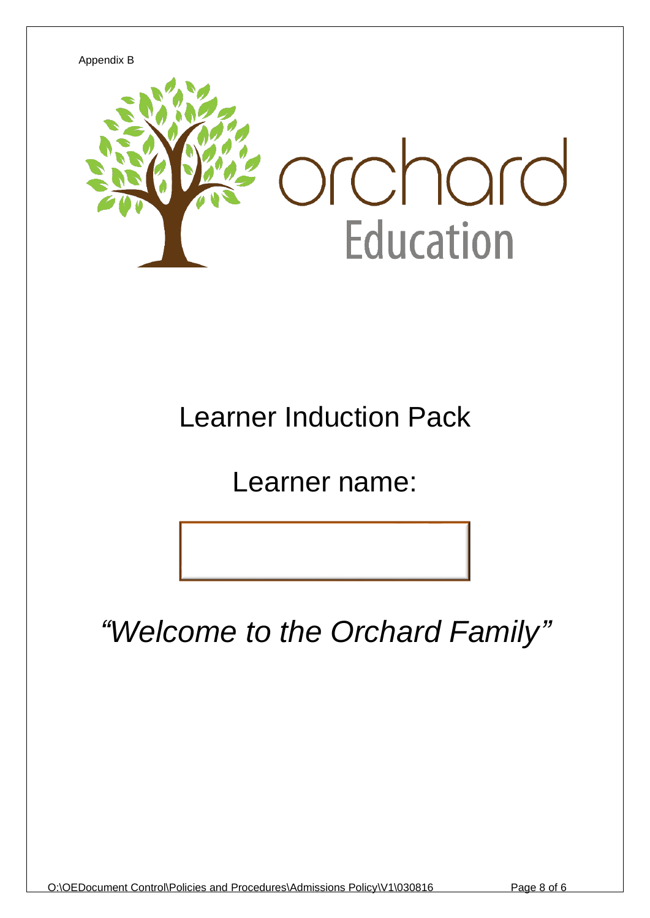Appendix B

orchard Education

# Learner Induction Pack

## Learner name:

*"Welcome to the Orchard Family"*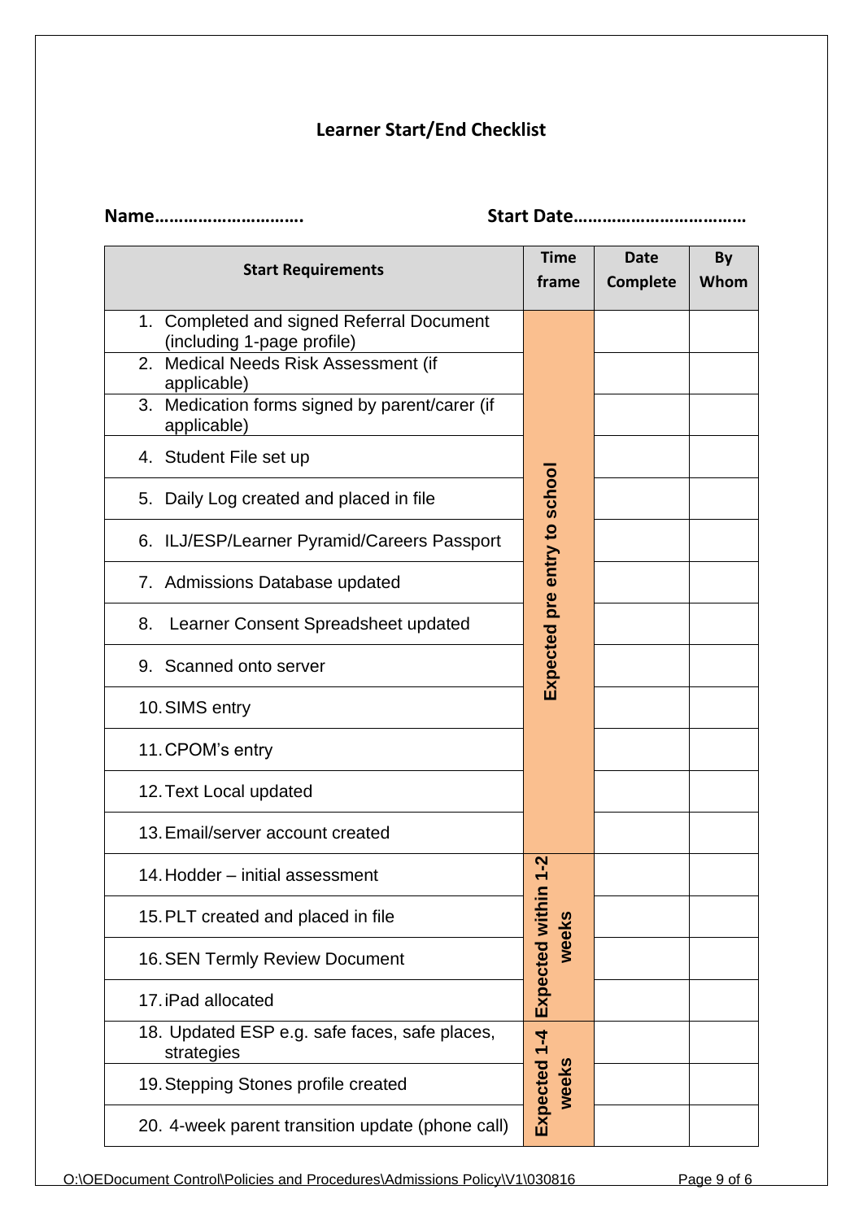## Learner Start/End Checklist

**Name………………………….** **Start Date…………………………….**

| Start Requirements | Time frame | Date Complete | By Whom |
|---|---|---|---|
| 1. Completed and signed Referral Document (including 1-page profile) | Expected pre entry to school | | |
| 2. Medical Needs Risk Assessment (if applicable) | | | |
| 3. Medication forms signed by parent/carer (if applicable) | | | |
| 4. Student File set up | | | |
| 5. Daily Log created and placed in file | | | |
| 6. ILJ/ESP/Learner Pyramid/Careers Passport | | | |
| 7. Admissions Database updated | | | |
| 8. Learner Consent Spreadsheet updated | | | |
| 9. Scanned onto server | | | |
| 10. SIMS entry | | | |
| 11. CPOM's entry | | | |
| 12. Text Local updated | | | |
| 13. Email/server account created | | | |
| 14. Hodder – initial assessment | Expected within 1-2 weeks | | |
| 15. PLT created and placed in file | | | |
| 16. SEN Termly Review Document | | | |
| 17. iPad allocated | | | |
| 18. Updated ESP e.g. safe faces, safe places, strategies | Expected 1-4 weeks | | |
| 19. Stepping Stones profile created | | | |
| 20. 4-week parent transition update (phone call) | | | |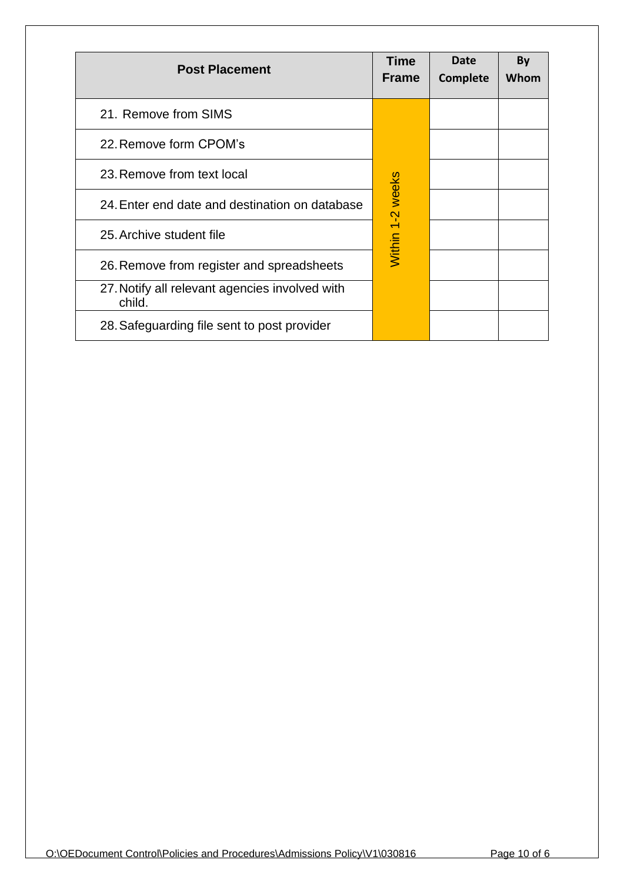| Post Placement | Time Frame | Date Complete | By Whom |
| --- | --- | --- | --- |
| 21. Remove from SIMS | Within 1-2 weeks | | |
| 22. Remove form CPOM's | | | |
| 23. Remove from text local | | | |
| 24. Enter end date and destination on database | | | |
| 25. Archive student file | | | |
| 26. Remove from register and spreadsheets | | | |
| 27. Notify all relevant agencies involved with child. | | | |
| 28. Safeguarding file sent to post provider | | | |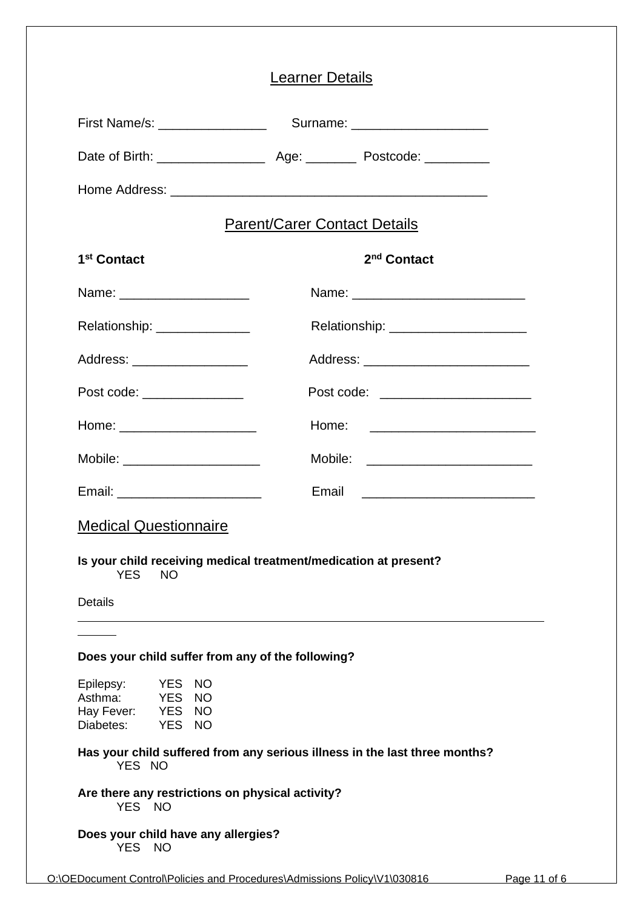## Learner Details

First Name/s: _______________ Surname: ___________________

Date of Birth: _______________ Age: _______ Postcode: _________

Home Address: ____________________________________________

## Parent/Carer Contact Details

| **1st Contact** | **2nd Contact** |
|---|---|
| Name: __________________ | Name: ________________________ |
| Relationship: _____________ | Relationship: ___________________ |
| Address: ________________ | Address: _______________________ |
| Post code: ______________ | Post code: _____________________ |
| Home: ___________________ | Home: _______________________ |
| Mobile: ___________________ | Mobile: _______________________ |
| Email: ____________________ | Email ________________________ |

## Medical Questionnaire

**Is your child receiving medical treatment/medication at present?**
YES NO

Details
____________________________________________________________________
______

**Does your child suffer from any of the following?**

Epilepsy: YES NO
Asthma: YES NO
Hay Fever: YES NO
Diabetes: YES NO

**Has your child suffered from any serious illness in the last three months?**
YES NO

**Are there any restrictions on physical activity?**
YES NO

**Does your child have any allergies?**
YES NO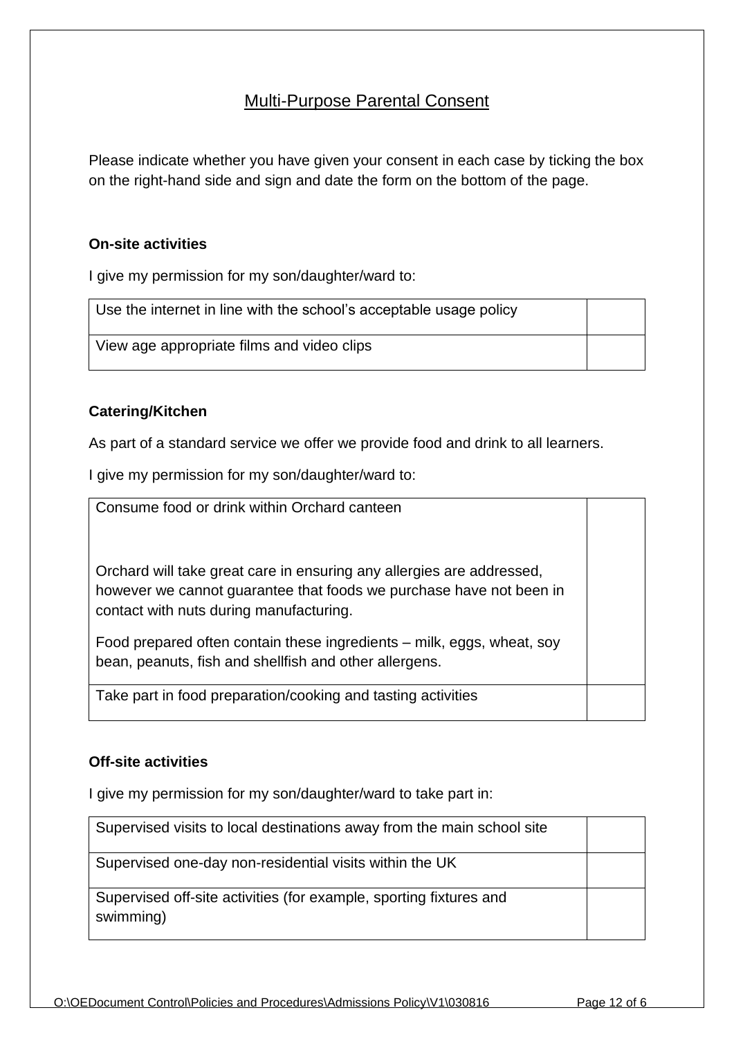## Multi-Purpose Parental Consent

Please indicate whether you have given your consent in each case by ticking the box on the right-hand side and sign and date the form on the bottom of the page.

**On-site activities**

I give my permission for my son/daughter/ward to:

| | |
|---|---|
| Use the internet in line with the school's acceptable usage policy | |
| View age appropriate films and video clips | |

**Catering/Kitchen**

As part of a standard service we offer we provide food and drink to all learners.

I give my permission for my son/daughter/ward to:

| | |
|---|---|
| Consume food or drink within Orchard canteen<br><br>Orchard will take great care in ensuring any allergies are addressed, however we cannot guarantee that foods we purchase have not been in contact with nuts during manufacturing.<br><br>Food prepared often contain these ingredients – milk, eggs, wheat, soy bean, peanuts, fish and shellfish and other allergens. | |
| Take part in food preparation/cooking and tasting activities | |

**Off-site activities**

I give my permission for my son/daughter/ward to take part in:

| | |
|---|---|
| Supervised visits to local destinations away from the main school site | |
| Supervised one-day non-residential visits within the UK | |
| Supervised off-site activities (for example, sporting fixtures and swimming) | |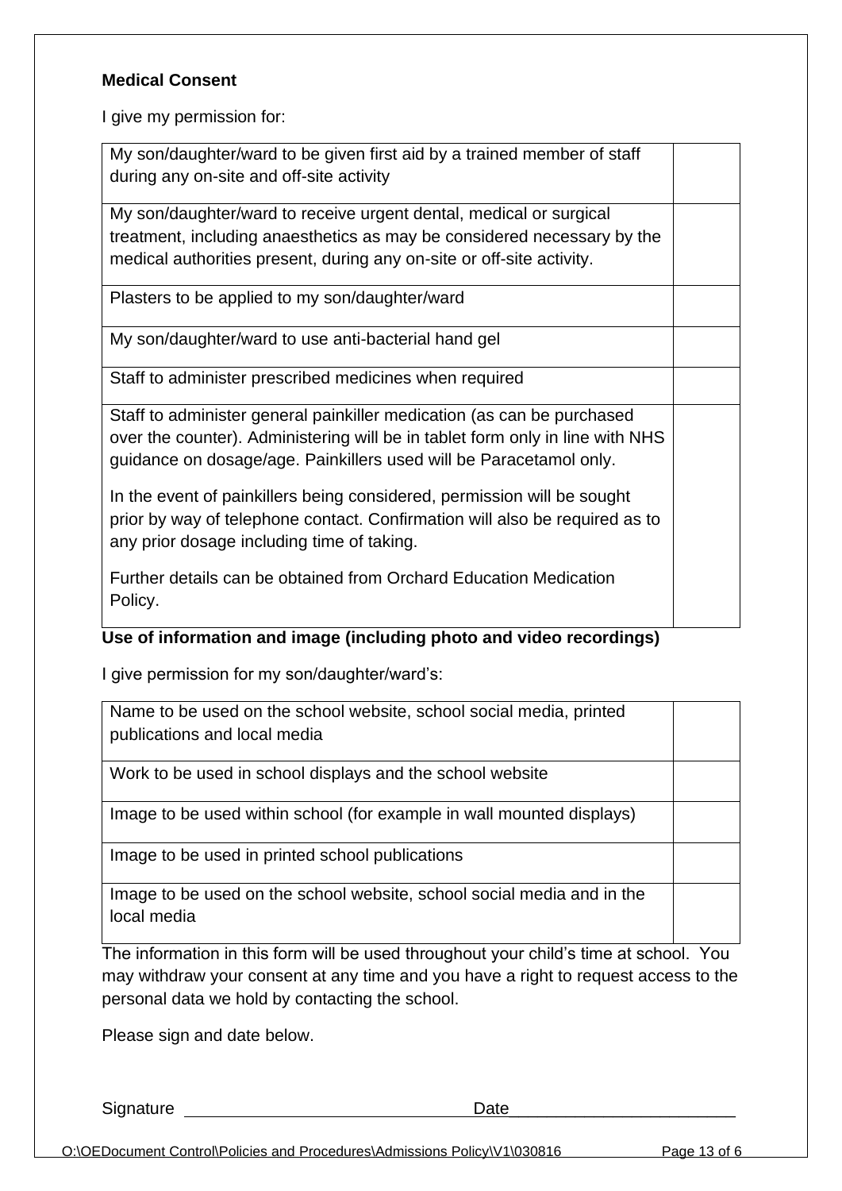**Medical Consent**

I give my permission for:

| | |
|---|---|
| My son/daughter/ward to be given first aid by a trained member of staff during any on-site and off-site activity | |
| My son/daughter/ward to receive urgent dental, medical or surgical treatment, including anaesthetics as may be considered necessary by the medical authorities present, during any on-site or off-site activity. | |
| Plasters to be applied to my son/daughter/ward | |
| My son/daughter/ward to use anti-bacterial hand gel | |
| Staff to administer prescribed medicines when required | |
| Staff to administer general painkiller medication (as can be purchased over the counter). Administering will be in tablet form only in line with NHS guidance on dosage/age. Painkillers used will be Paracetamol only.<br><br>In the event of painkillers being considered, permission will be sought prior by way of telephone contact. Confirmation will also be required as to any prior dosage including time of taking.<br><br>Further details can be obtained from Orchard Education Medication Policy. | |

**Use of information and image (including photo and video recordings)**

I give permission for my son/daughter/ward's:

| | |
|---|---|
| Name to be used on the school website, school social media, printed publications and local media | |
| Work to be used in school displays and the school website | |
| Image to be used within school (for example in wall mounted displays) | |
| Image to be used in printed school publications | |
| Image to be used on the school website, school social media and in the local media | |

The information in this form will be used throughout your child's time at school. You may withdraw your consent at any time and you have a right to request access to the personal data we hold by contacting the school.

Please sign and date below.

Signature ______________________________ Date________________________

O:\OEDocument Control\Policies and Procedures\Admissions Policy\V1\030816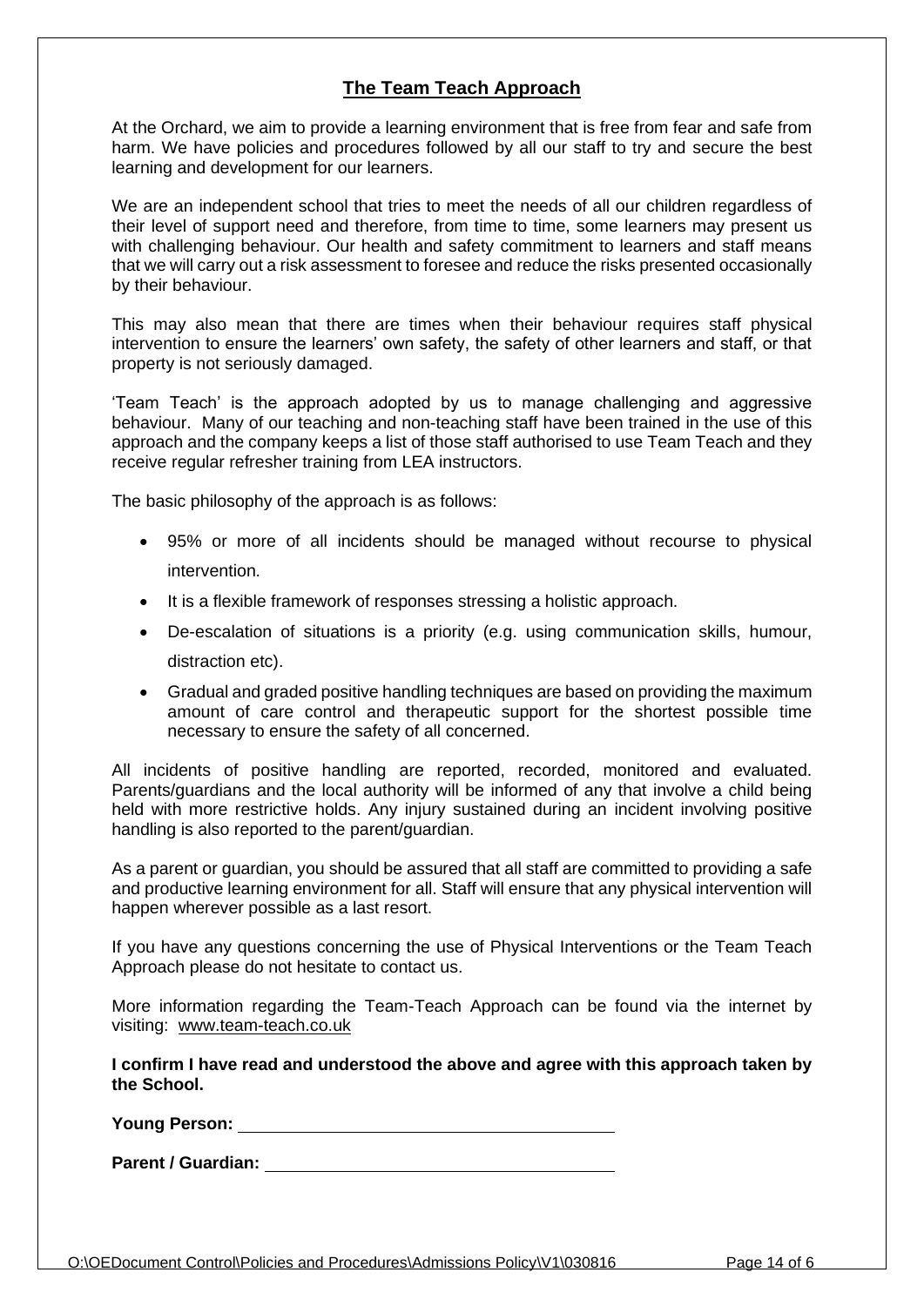## The Team Teach Approach

At the Orchard, we aim to provide a learning environment that is free from fear and safe from harm. We have policies and procedures followed by all our staff to try and secure the best learning and development for our learners.

We are an independent school that tries to meet the needs of all our children regardless of their level of support need and therefore, from time to time, some learners may present us with challenging behaviour. Our health and safety commitment to learners and staff means that we will carry out a risk assessment to foresee and reduce the risks presented occasionally by their behaviour.

This may also mean that there are times when their behaviour requires staff physical intervention to ensure the learners' own safety, the safety of other learners and staff, or that property is not seriously damaged.

'Team Teach' is the approach adopted by us to manage challenging and aggressive behaviour. Many of our teaching and non-teaching staff have been trained in the use of this approach and the company keeps a list of those staff authorised to use Team Teach and they receive regular refresher training from LEA instructors.

The basic philosophy of the approach is as follows:

- 95% or more of all incidents should be managed without recourse to physical intervention.
- It is a flexible framework of responses stressing a holistic approach.
- De-escalation of situations is a priority (e.g. using communication skills, humour, distraction etc).
- Gradual and graded positive handling techniques are based on providing the maximum amount of care control and therapeutic support for the shortest possible time necessary to ensure the safety of all concerned.

All incidents of positive handling are reported, recorded, monitored and evaluated. Parents/guardians and the local authority will be informed of any that involve a child being held with more restrictive holds. Any injury sustained during an incident involving positive handling is also reported to the parent/guardian.

As a parent or guardian, you should be assured that all staff are committed to providing a safe and productive learning environment for all. Staff will ensure that any physical intervention will happen wherever possible as a last resort.

If you have any questions concerning the use of Physical Interventions or the Team Teach Approach please do not hesitate to contact us.

More information regarding the Team-Teach Approach can be found via the internet by visiting: www.team-teach.co.uk

**I confirm I have read and understood the above and agree with this approach taken by the School.**

**Young Person:** ________________________________________

**Parent / Guardian:** ____________________________________

O:\OEDocument Control\Policies and Procedures\Admissions Policy\V1\030816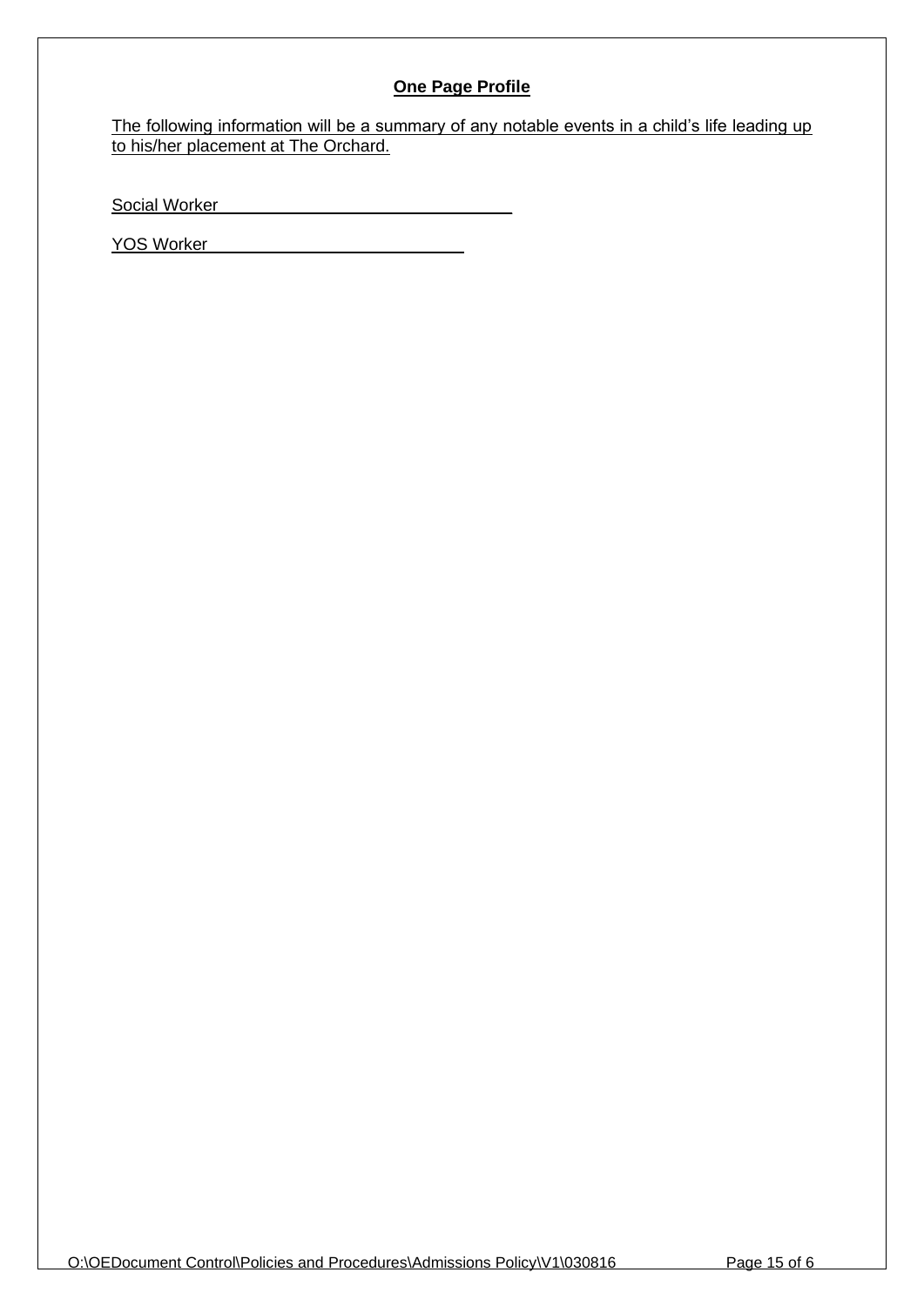## One Page Profile

The following information will be a summary of any notable events in a child's life leading up to his/her placement at The Orchard.

Social Worker ______________________________

YOS Worker ___________________________